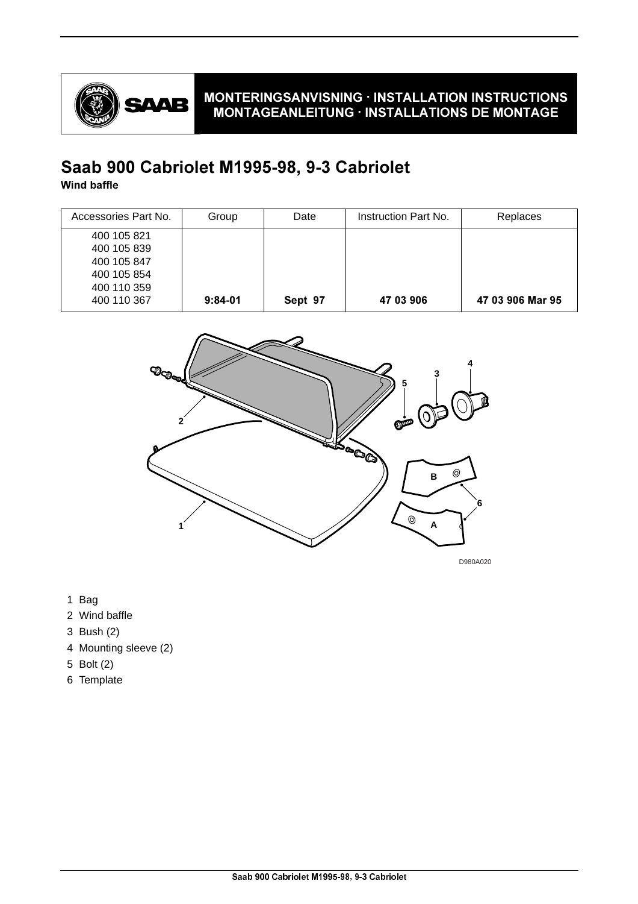MONTERINGSANVISNING · INSTALLATION INSTRUCTIONS
MONTAGEANLEITUNG · INSTALLATIONS DE MONTAGE

# Saab 900 Cabriolet M1995-98, 9-3 Cabriolet

**Wind baffle**

| Accessories Part No. | Group | Date | Instruction Part No. | Replaces |
|---|---|---|---|---|
| 400 105 821<br>400 105 839<br>400 105 847<br>400 105 854<br>400 110 359<br>400 110 367 | **9:84-01** | **Sept 97** | **47 03 906** | **47 03 906 Mar 95** |

1 Bag
2 Wind baffle
3 Bush (2)
4 Mounting sleeve (2)
5 Bolt (2)
6 Template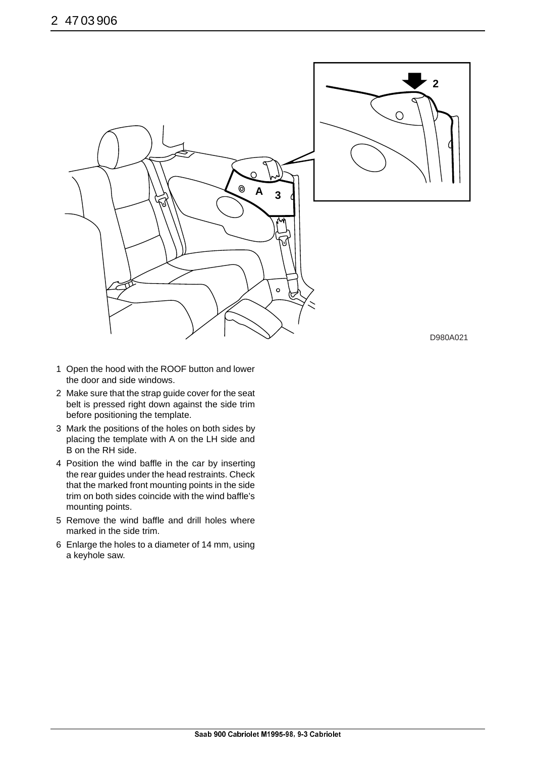1. Open the hood with the ROOF button and lower the door and side windows.
2. Make sure that the strap guide cover for the seat belt is pressed right down against the side trim before positioning the template.
3. Mark the positions of the holes on both sides by placing the template with A on the LH side and B on the RH side.
4. Position the wind baffle in the car by inserting the rear guides under the head restraints. Check that the marked front mounting points in the side trim on both sides coincide with the wind baffle's mounting points.
5. Remove the wind baffle and drill holes where marked in the side trim.
6. Enlarge the holes to a diameter of 14 mm, using a keyhole saw.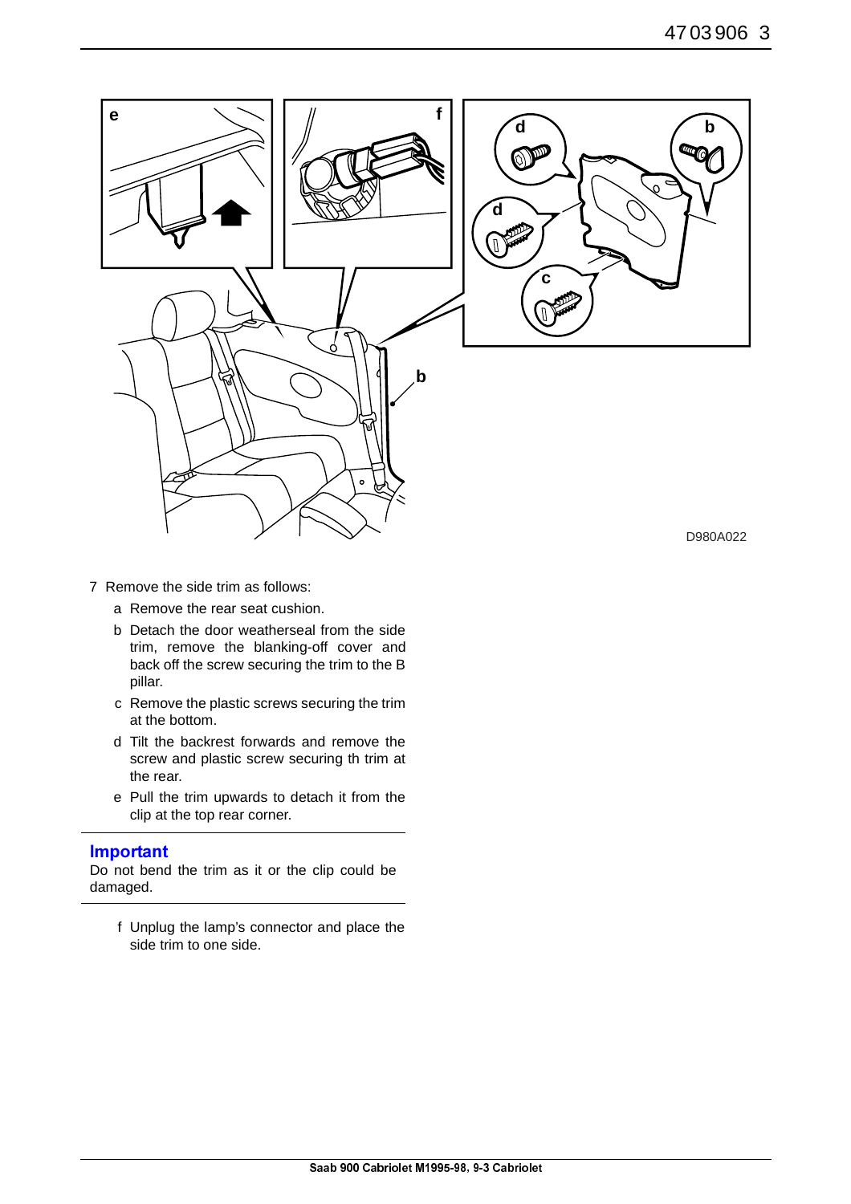D980A022

7 Remove the side trim as follows:

   a Remove the rear seat cushion.

   b Detach the door weatherseal from the side trim, remove the blanking-off cover and back off the screw securing the trim to the B pillar.

   c Remove the plastic screws securing the trim at the bottom.

   d Tilt the backrest forwards and remove the screw and plastic screw securing th trim at the rear.

   e Pull the trim upwards to detach it from the clip at the top rear corner.

---

**Important**

Do not bend the trim as it or the clip could be damaged.

---

   f Unplug the lamp's connector and place the side trim to one side.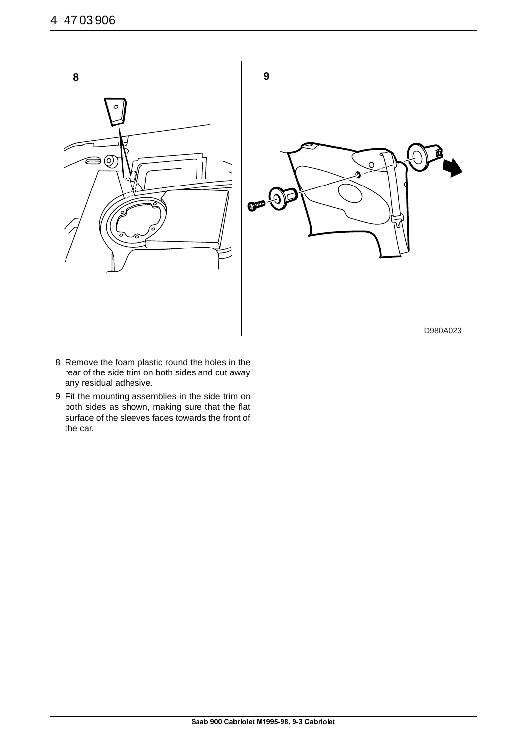8 Remove the foam plastic round the holes in the rear of the side trim on both sides and cut away any residual adhesive.

9 Fit the mounting assemblies in the side trim on both sides as shown, making sure that the flat surface of the sleeves faces towards the front of the car.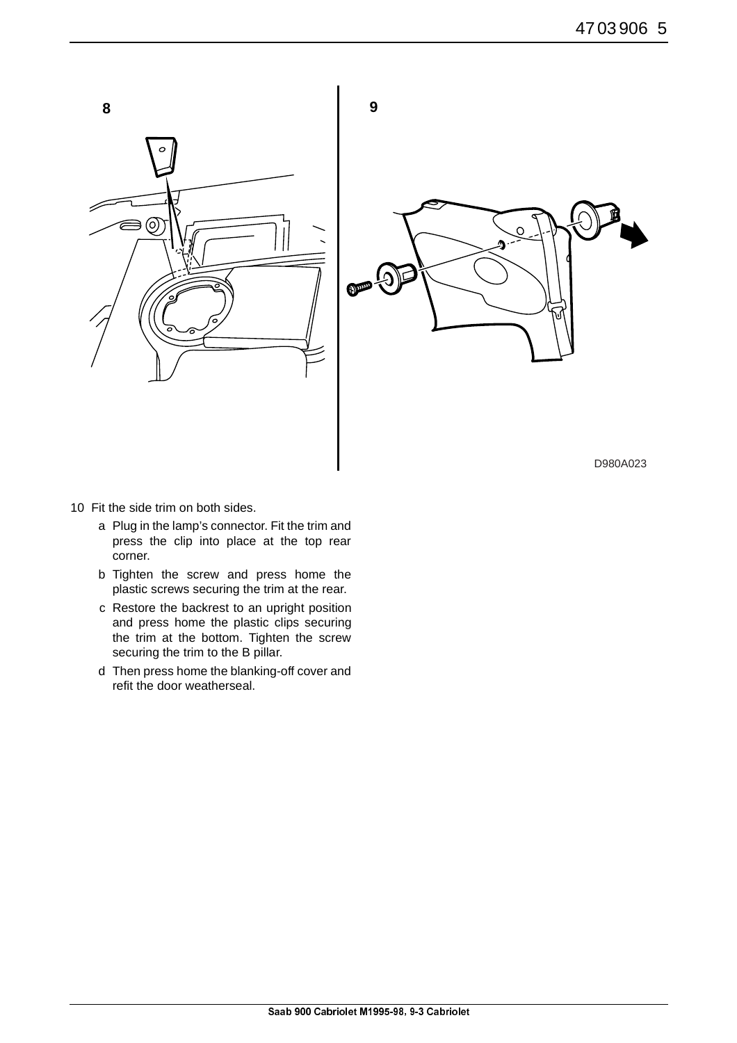8

9

D980A023

10 Fit the side trim on both sides.

   a Plug in the lamp's connector. Fit the trim and press the clip into place at the top rear corner.

   b Tighten the screw and press home the plastic screws securing the trim at the rear.

   c Restore the backrest to an upright position and press home the plastic clips securing the trim at the bottom. Tighten the screw securing the trim to the B pillar.

   d Then press home the blanking-off cover and refit the door weatherseal.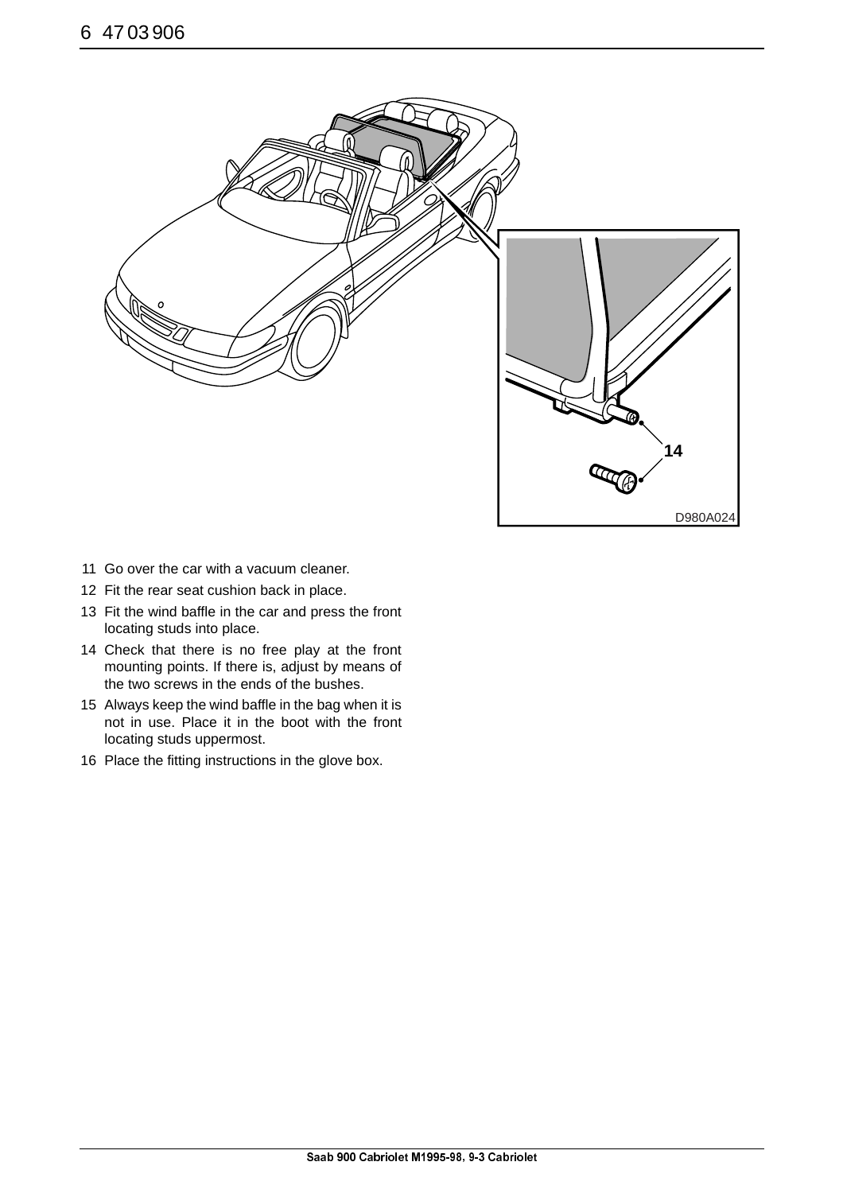11 Go over the car with a vacuum cleaner.

12 Fit the rear seat cushion back in place.

13 Fit the wind baffle in the car and press the front locating studs into place.

14 Check that there is no free play at the front mounting points. If there is, adjust by means of the two screws in the ends of the bushes.

15 Always keep the wind baffle in the bag when it is not in use. Place it in the boot with the front locating studs uppermost.

16 Place the fitting instructions in the glove box.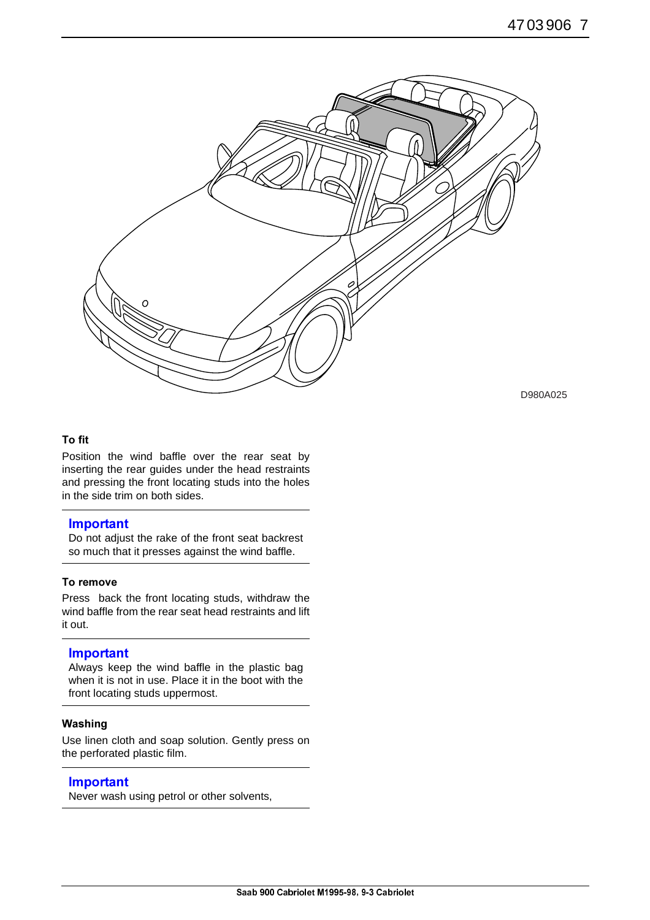D980A025

#### To fit

Position the wind baffle over the rear seat by inserting the rear guides under the head restraints and pressing the front locating studs into the holes in the side trim on both sides.

---

**Important**

Do not adjust the rake of the front seat backrest so much that it presses against the wind baffle.

---

#### To remove

Press back the front locating studs, withdraw the wind baffle from the rear seat head restraints and lift it out.

---

**Important**

Always keep the wind baffle in the plastic bag when it is not in use. Place it in the boot with the front locating studs uppermost.

---

#### Washing

Use linen cloth and soap solution. Gently press on the perforated plastic film.

---

**Important**

Never wash using petrol or other solvents,

---